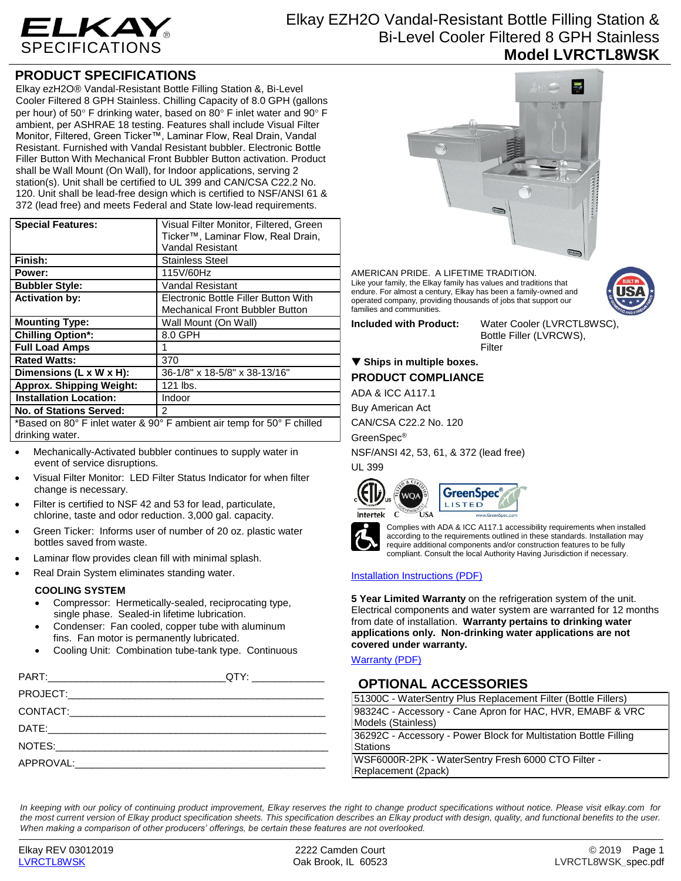# ELKAY SPECIFICATIONS

# Elkay EZH2O Vandal-Resistant Bottle Filling Station & Bi-Level Cooler Filtered 8 GPH Stainless

## Model LVRCTL8WSK

## PRODUCT SPECIFICATIONS

Elkay ezH2O® Vandal-Resistant Bottle Filling Station &, Bi-Level Cooler Filtered 8 GPH Stainless. Chilling Capacity of 8.0 GPH (gallons per hour) of 50° F drinking water, based on 80° F inlet water and 90° F ambient, per ASHRAE 18 testing. Features shall include Visual Filter Monitor, Filtered, Green Ticker™, Laminar Flow, Real Drain, Vandal Resistant. Furnished with Vandal Resistant bubbler. Electronic Bottle Filler Button With Mechanical Front Bubbler Button activation. Product shall be Wall Mount (On Wall), for Indoor applications, serving 2 station(s). Unit shall be certified to UL 399 and CAN/CSA C22.2 No. 120. Unit shall be lead-free design which is certified to NSF/ANSI 61 & 372 (lead free) and meets Federal and State low-lead requirements.

| | |
|---|---|
| **Special Features:** | Visual Filter Monitor, Filtered, Green Ticker™, Laminar Flow, Real Drain, Vandal Resistant |
| **Finish:** | Stainless Steel |
| **Power:** | 115V/60Hz |
| **Bubbler Style:** | Vandal Resistant |
| **Activation by:** | Electronic Bottle Filler Button With Mechanical Front Bubbler Button |
| **Mounting Type:** | Wall Mount (On Wall) |
| **Chilling Option*:** | 8.0 GPH |
| **Full Load Amps** | 1 |
| **Rated Watts:** | 370 |
| **Dimensions (L x W x H):** | 36-1/8" x 18-5/8" x 38-13/16" |
| **Approx. Shipping Weight:** | 121 lbs. |
| **Installation Location:** | Indoor |
| **No. of Stations Served:** | 2 |

*Based on 80° F inlet water & 90° F ambient air temp for 50° F chilled drinking water.

- Mechanically-Activated bubbler continues to supply water in event of service disruptions.
- Visual Filter Monitor: LED Filter Status Indicator for when filter change is necessary.
- Filter is certified to NSF 42 and 53 for lead, particulate, chlorine, taste and odor reduction. 3,000 gal. capacity.
- Green Ticker: Informs user of number of 20 oz. plastic water bottles saved from waste.
- Laminar flow provides clean fill with minimal splash.
- Real Drain System eliminates standing water.

### COOLING SYSTEM

- Compressor: Hermetically-sealed, reciprocating type, single phase. Sealed-in lifetime lubrication.
- Condenser: Fan cooled, copper tube with aluminum fins. Fan motor is permanently lubricated.
- Cooling Unit: Combination tube-tank type. Continuous

PART:_______________________________QTY: ____________

PROJECT:_____________________________________________

CONTACT:____________________________________________

DATE:________________________________________________

NOTES:_______________________________________________

APPROVAL:____________________________________________

AMERICAN PRIDE. A LIFETIME TRADITION.
Like your family, the Elkay family has values and traditions that endure. For almost a century, Elkay has been a family-owned and operated company, providing thousands of jobs that support our families and communities.

**Included with Product:** Water Cooler (LVRCTL8WSC), Bottle Filler (LVRCWS), Filter

▼ **Ships in multiple boxes.**

### PRODUCT COMPLIANCE

ADA & ICC A117.1

Buy American Act

CAN/CSA C22.2 No. 120

GreenSpec®

NSF/ANSI 42, 53, 61, & 372 (lead free)

UL 399

Complies with ADA & ICC A117.1 accessibility requirements when installed according to the requirements outlined in these standards. Installation may require additional components and/or construction features to be fully compliant. Consult the local Authority Having Jurisdiction if necessary.

Installation Instructions (PDF)

**5 Year Limited Warranty** on the refrigeration system of the unit. Electrical components and water system are warranted for 12 months from date of installation. **Warranty pertains to drinking water applications only. Non-drinking water applications are not covered under warranty.**

Warranty (PDF)

## OPTIONAL ACCESSORIES

| |
|---|
| 51300C - WaterSentry Plus Replacement Filter (Bottle Fillers) |
| 98324C - Accessory - Cane Apron for HAC, HVR, EMABF & VRC Models (Stainless) |
| 36292C - Accessory - Power Block for Multistation Bottle Filling Stations |
| WSF6000R-2PK - WaterSentry Fresh 6000 CTO Filter - Replacement (2pack) |

*In keeping with our policy of continuing product improvement, Elkay reserves the right to change product specifications without notice. Please visit elkay.com for the most current version of Elkay product specification sheets. This specification describes an Elkay product with design, quality, and functional benefits to the user. When making a comparison of other producers' offerings, be certain these features are not overlooked.*

Elkay REV 03012019 | 2222 Camden Court, Oak Brook, IL 60523 | © 2019
LVRCTL8WSK | LVRCTL8WSK_spec.pdf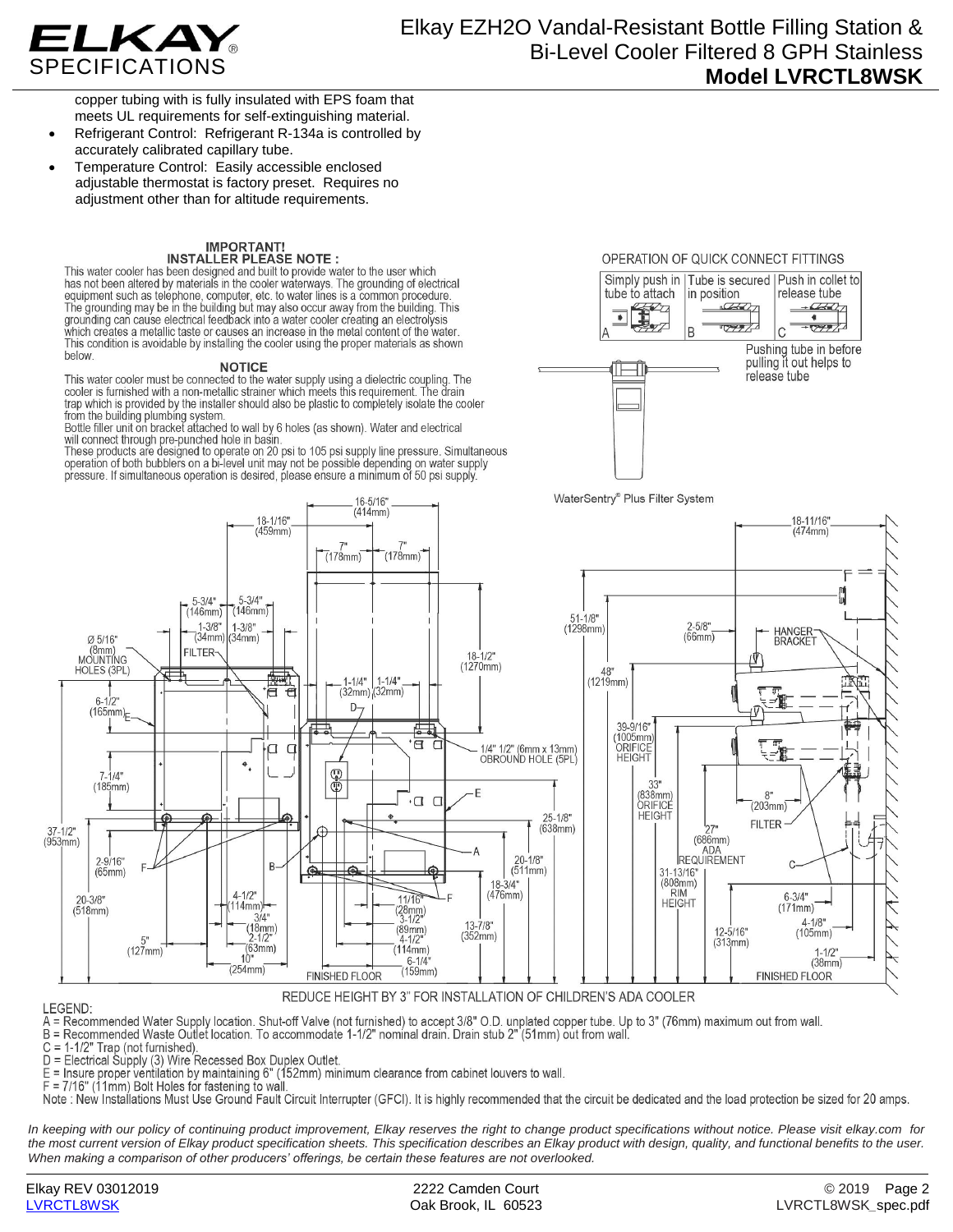copper tubing with is fully insulated with EPS foam that meets UL requirements for self-extinguishing material.

- Refrigerant Control: Refrigerant R-134a is controlled by accurately calibrated capillary tube.
- Temperature Control: Easily accessible enclosed adjustable thermostat is factory preset. Requires no adjustment other than for altitude requirements.

**IMPORTANT!**
**INSTALLER PLEASE NOTE :**

This water cooler has been designed and built to provide water to the user which has not been altered by materials in the cooler waterways. The grounding of electrical equipment such as telephone, computer, etc. to water lines is a common procedure. The grounding may be in the building but may also occur away from the building. This grounding can cause electrical feedback into a water cooler creating an electrolysis which creates a metallic taste or causes an increase in the metal content of the water. This condition is avoidable by installing the cooler using the proper materials as shown below.

**NOTICE**

This water cooler must be connected to the water supply using a dielectric coupling. The cooler is furnished with a non-metallic strainer which meets this requirement. The drain trap which is provided by the installer should also be plastic to completely isolate the cooler from the building plumbing system.
Bottle filler unit on bracket attached to wall by 6 holes (as shown). Water and electrical will connect through pre-punched hole in basin.
These products are designed to operate on 20 psi to 105 psi supply line pressure. Simultaneous operation of both bubblers on a bi-level unit may not be possible depending on water supply pressure. If simultaneous operation is desired, please ensure a minimum of 50 psi supply.

OPERATION OF QUICK CONNECT FITTINGS

A Simply push in tube to attach
B Tube is secured in position
C Push in collet to release tube

Pushing tube in before pulling it out helps to release tube

WaterSentry® Plus Filter System

16-5/16" (414mm)
18-1/16" (459mm)
7" (178mm)
7" (178mm)
5-3/4" (146mm)
5-3/4" (146mm)
1-3/8" (34mm)
1-3/8" (34mm)
Ø 5/16" (8mm) MOUNTING HOLES (3PL)
FILTER
18-1/2" (1270mm)
1-1/4" (32mm)
1-1/4" (32mm)
6-1/2" (165mm)
7-1/4" (185mm)
37-1/2" (953mm)
2-9/16" (65mm)
20-3/8" (518mm)
5" (127mm)
4-1/2" (114mm)
3/4" (18mm)
2-1/2" (63mm)
10" (254mm)
11/16" (28mm)
3-1/2" (89mm)
4-1/2" (114mm)
6-1/4" (159mm)
13-7/8" (352mm)
18-3/4" (476mm)
20-1/8" (511mm)
25-1/8" (638mm)
1/4" 1/2" (6mm x 13mm) OBROUND HOLE (5PL)
FINISHED FLOOR

18-11/16" (474mm)
51-1/8" (1298mm)
2-5/8" (66mm)
HANGER BRACKET
48" (1219mm)
39-9/16" (1005mm) ORIFICE HEIGHT
33" (838mm) ORIFICE HEIGHT
8" (203mm)
FILTER
27" (686mm) ADA REQUIREMENT
31-13/16" (808mm) RIM HEIGHT
6-3/4" (171mm)
4-1/8" (105mm)
12-5/16" (313mm)
1-1/2" (38mm)
FINISHED FLOOR

REDUCE HEIGHT BY 3" FOR INSTALLATION OF CHILDREN'S ADA COOLER

LEGEND:
A = Recommended Water Supply location. Shut-off Valve (not furnished) to accept 3/8" O.D. unplated copper tube. Up to 3" (76mm) maximum out from wall.
B = Recommended Waste Outlet location. To accommodate 1-1/2" nominal drain. Drain stub 2" (51mm) out from wall.
C = 1-1/2" Trap (not furnished).
D = Electrical Supply (3) Wire Recessed Box Duplex Outlet.
E = Insure proper ventilation by maintaining 6" (152mm) minimum clearance from cabinet louvers to wall.
F = 7/16" (11mm) Bolt Holes for fastening to wall.
Note : New Installations Must Use Ground Fault Circuit Interrupter (GFCI). It is highly recommended that the circuit be dedicated and the load protection be sized for 20 amps.

*In keeping with our policy of continuing product improvement, Elkay reserves the right to change product specifications without notice. Please visit elkay.com for the most current version of Elkay product specification sheets. This specification describes an Elkay product with design, quality, and functional benefits to the user. When making a comparison of other producers' offerings, be certain these features are not overlooked.*

Elkay REV 03012019
LVRCTL8WSK
2222 Camden Court
Oak Brook, IL 60523
© 2019
LVRCTL8WSK_spec.pdf